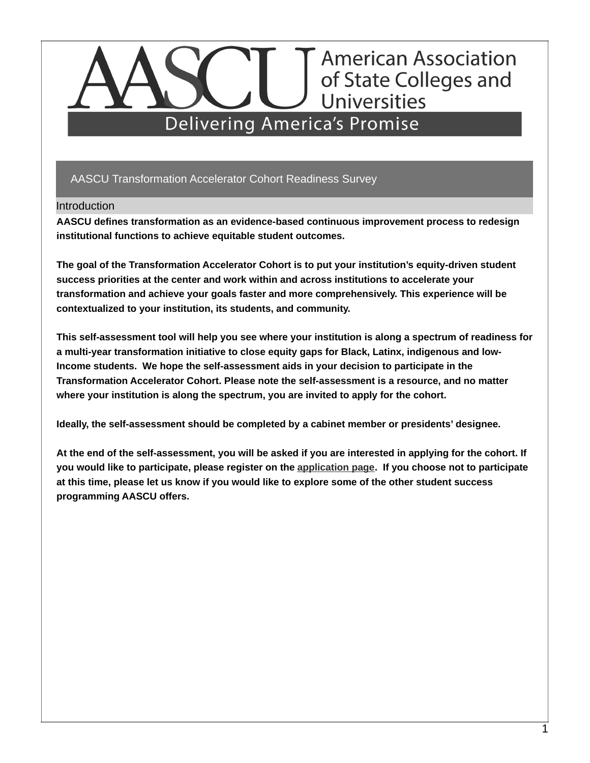American Association of State Colleges and Universities

Delivering America's Promise

# AASCU Transformation Accelerator Cohort Readiness Survey

## Introduction

**AASCU defines transformation as an evidence-based continuous improvement process to redesign institutional functions to achieve equitable student outcomes.**

**The goal of the Transformation Accelerator Cohort is to put your institution's equity-driven student success priorities at the center and work within and across institutions to accelerate your transformation and achieve your goals faster and more comprehensively. This experience will be contextualized to your institution, its students, and community.**

**This self-assessment tool will help you see where your institution is along a spectrum of readiness for a multi-year transformation initiative to close equity gaps for Black, Latinx, indigenous and low-Income students. We hope the self-assessment aids in your decision to participate in the Transformation Accelerator Cohort. Please note the self-assessment is a resource, and no matter where your institution is along the spectrum, you are invited to apply for the cohort.**

**Ideally, the self-assessment should be completed by a cabinet member or presidents' designee.**

**At the end of the self-assessment, you will be asked if you are interested in applying for the cohort. If you would like to participate, please register on the application page. If you choose not to participate at this time, please let us know if you would like to explore some of the other student success programming AASCU offers.**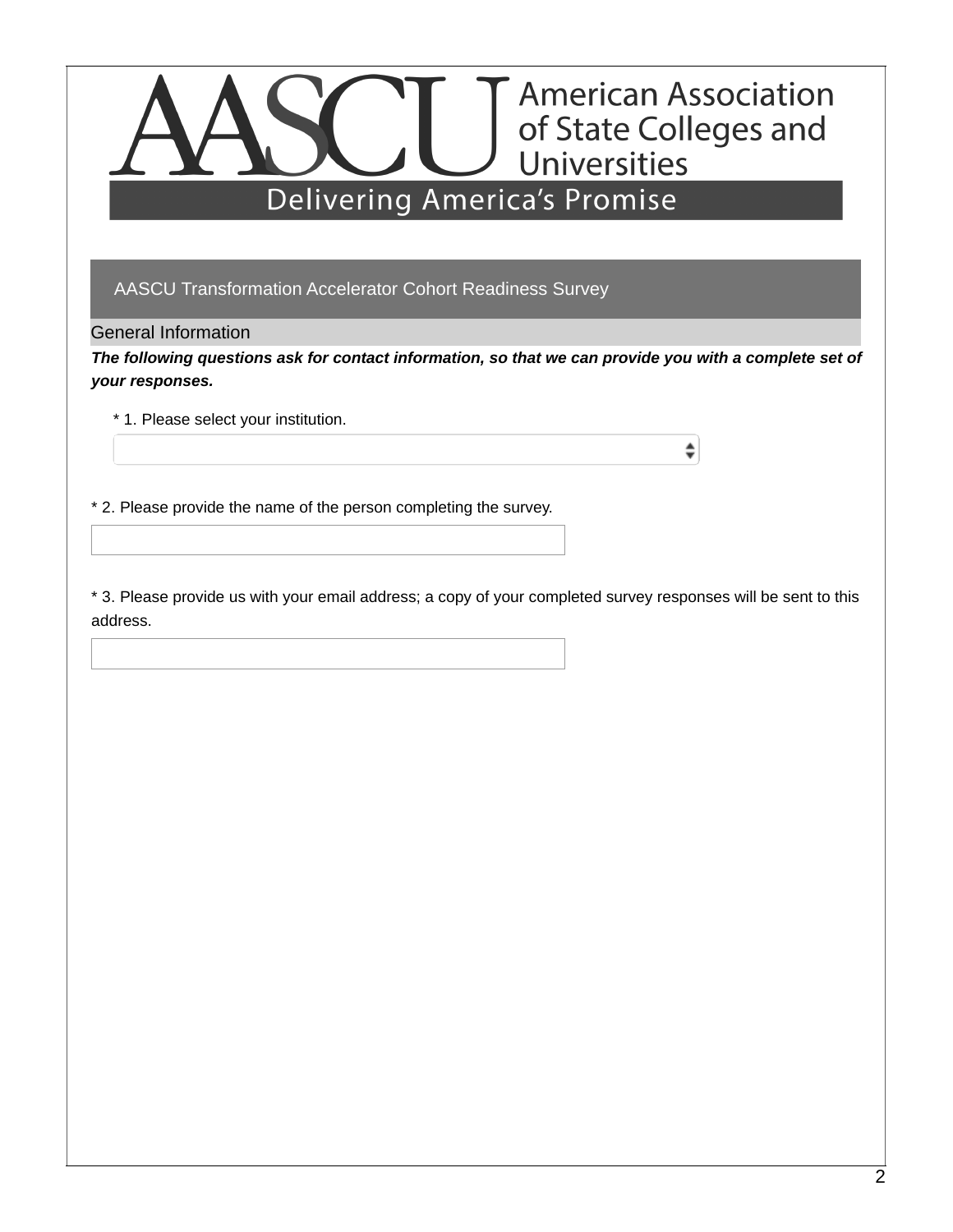AASCU American Association of State Colleges and Universities

Delivering America's Promise

## AASCU Transformation Accelerator Cohort Readiness Survey

### General Information

***The following questions ask for contact information, so that we can provide you with a complete set of your responses.***

* 1. Please select your institution.

* 2. Please provide the name of the person completing the survey.

* 3. Please provide us with your email address; a copy of your completed survey responses will be sent to this address.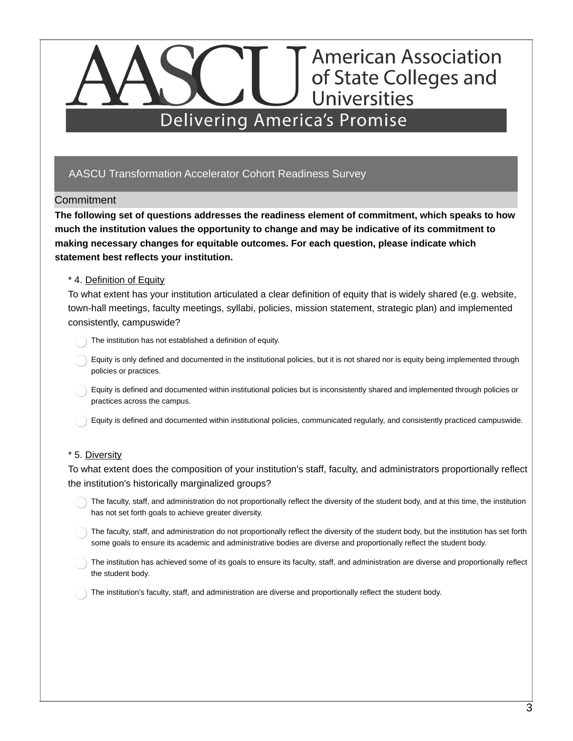# American Association of State Colleges and Universities

**Delivering America's Promise**

## AASCU Transformation Accelerator Cohort Readiness Survey

### Commitment

**The following set of questions addresses the readiness element of commitment, which speaks to how much the institution values the opportunity to change and may be indicative of its commitment to making necessary changes for equitable outcomes. For each question, please indicate which statement best reflects your institution.**

\* 4. Definition of Equity

To what extent has your institution articulated a clear definition of equity that is widely shared (e.g. website, town-hall meetings, faculty meetings, syllabi, policies, mission statement, strategic plan) and implemented consistently, campuswide?

- ◯ The institution has not established a definition of equity.
- ◯ Equity is only defined and documented in the institutional policies, but it is not shared nor is equity being implemented through policies or practices.
- ◯ Equity is defined and documented within institutional policies but is inconsistently shared and implemented through policies or practices across the campus.
- ◯ Equity is defined and documented within institutional policies, communicated regularly, and consistently practiced campuswide.

\* 5. Diversity

To what extent does the composition of your institution's staff, faculty, and administrators proportionally reflect the institution's historically marginalized groups?

- ◯ The faculty, staff, and administration do not proportionally reflect the diversity of the student body, and at this time, the institution has not set forth goals to achieve greater diversity.
- ◯ The faculty, staff, and administration do not proportionally reflect the diversity of the student body, but the institution has set forth some goals to ensure its academic and administrative bodies are diverse and proportionally reflect the student body.
- ◯ The institution has achieved some of its goals to ensure its faculty, staff, and administration are diverse and proportionally reflect the student body.
- ◯ The institution's faculty, staff, and administration are diverse and proportionally reflect the student body.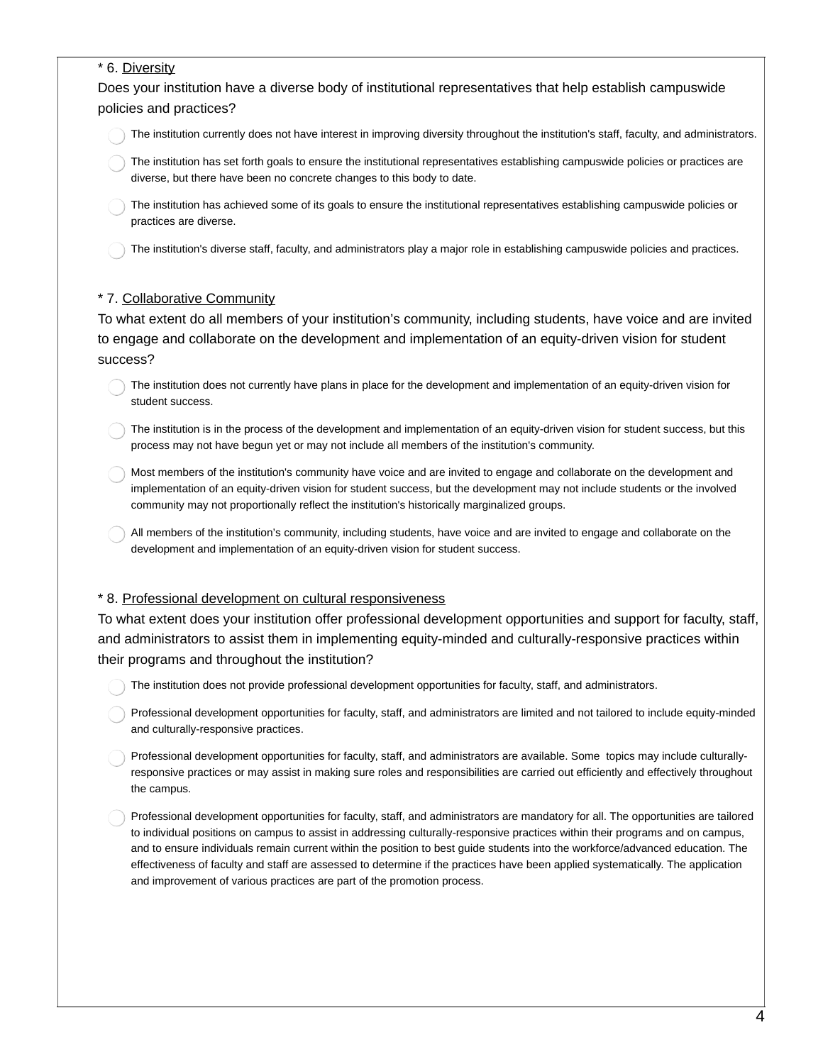\* 6. <u>Diversity</u>

Does your institution have a diverse body of institutional representatives that help establish campuswide policies and practices?

- ◯ The institution currently does not have interest in improving diversity throughout the institution's staff, faculty, and administrators.
- ◯ The institution has set forth goals to ensure the institutional representatives establishing campuswide policies or practices are diverse, but there have been no concrete changes to this body to date.
- ◯ The institution has achieved some of its goals to ensure the institutional representatives establishing campuswide policies or practices are diverse.
- ◯ The institution's diverse staff, faculty, and administrators play a major role in establishing campuswide policies and practices.

\* 7. <u>Collaborative Community</u>

To what extent do all members of your institution's community, including students, have voice and are invited to engage and collaborate on the development and implementation of an equity-driven vision for student success?

- ◯ The institution does not currently have plans in place for the development and implementation of an equity-driven vision for student success.
- ◯ The institution is in the process of the development and implementation of an equity-driven vision for student success, but this process may not have begun yet or may not include all members of the institution's community.
- ◯ Most members of the institution's community have voice and are invited to engage and collaborate on the development and implementation of an equity-driven vision for student success, but the development may not include students or the involved community may not proportionally reflect the institution's historically marginalized groups.
- ◯ All members of the institution's community, including students, have voice and are invited to engage and collaborate on the development and implementation of an equity-driven vision for student success.

\* 8. <u>Professional development on cultural responsiveness</u>

To what extent does your institution offer professional development opportunities and support for faculty, staff, and administrators to assist them in implementing equity-minded and culturally-responsive practices within their programs and throughout the institution?

- ◯ The institution does not provide professional development opportunities for faculty, staff, and administrators.
- ◯ Professional development opportunities for faculty, staff, and administrators are limited and not tailored to include equity-minded and culturally-responsive practices.
- ◯ Professional development opportunities for faculty, staff, and administrators are available. Some topics may include culturally-responsive practices or may assist in making sure roles and responsibilities are carried out efficiently and effectively throughout the campus.
- ◯ Professional development opportunities for faculty, staff, and administrators are mandatory for all. The opportunities are tailored to individual positions on campus to assist in addressing culturally-responsive practices within their programs and on campus, and to ensure individuals remain current within the position to best guide students into the workforce/advanced education. The effectiveness of faculty and staff are assessed to determine if the practices have been applied systematically. The application and improvement of various practices are part of the promotion process.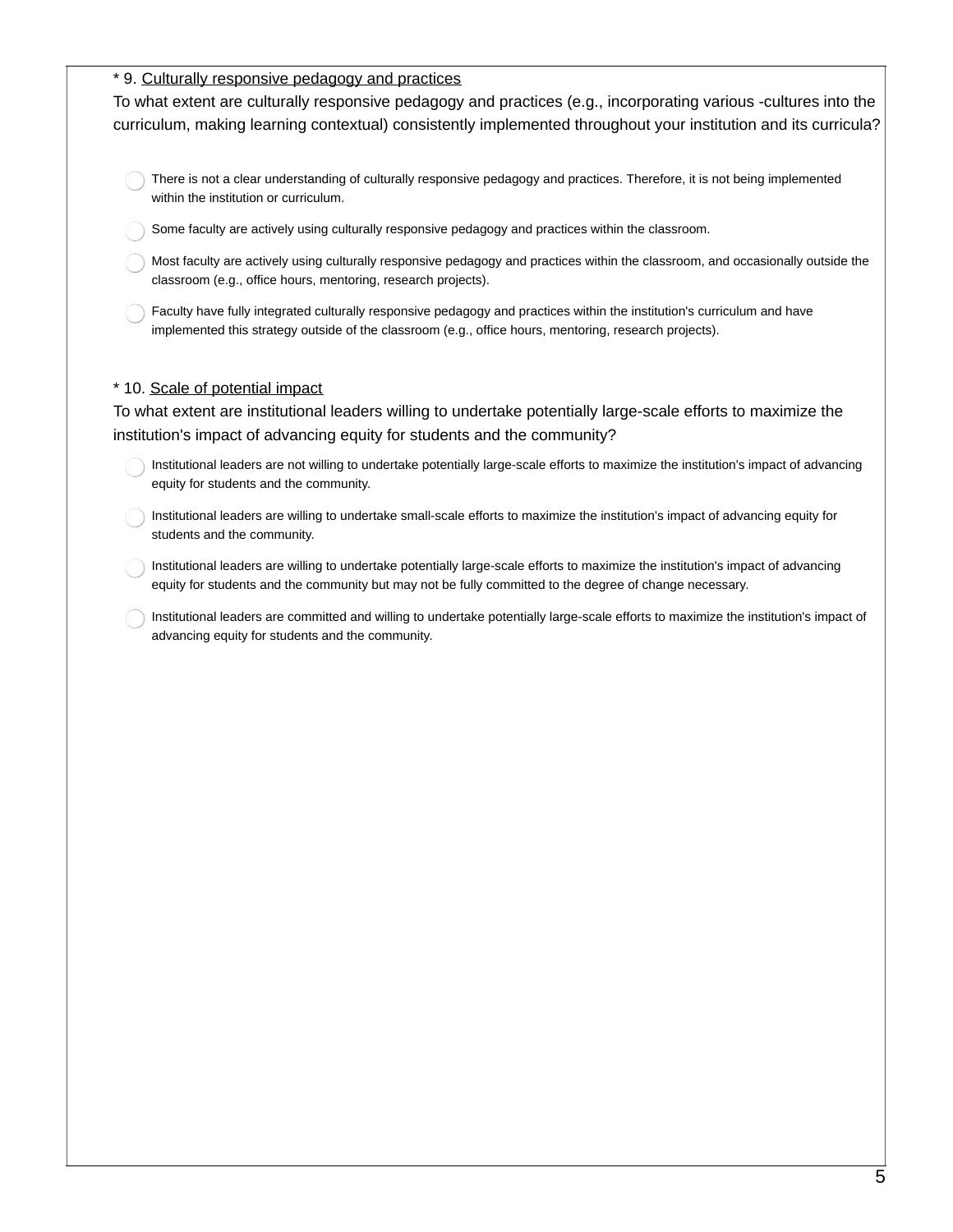\* 9. <u>Culturally responsive pedagogy and practices</u>

To what extent are culturally responsive pedagogy and practices (e.g., incorporating various -cultures into the curriculum, making learning contextual) consistently implemented throughout your institution and its curricula?

- ◯ There is not a clear understanding of culturally responsive pedagogy and practices. Therefore, it is not being implemented within the institution or curriculum.
- ◯ Some faculty are actively using culturally responsive pedagogy and practices within the classroom.
- ◯ Most faculty are actively using culturally responsive pedagogy and practices within the classroom, and occasionally outside the classroom (e.g., office hours, mentoring, research projects).
- ◯ Faculty have fully integrated culturally responsive pedagogy and practices within the institution's curriculum and have implemented this strategy outside of the classroom (e.g., office hours, mentoring, research projects).

\* 10. <u>Scale of potential impact</u>

To what extent are institutional leaders willing to undertake potentially large-scale efforts to maximize the institution's impact of advancing equity for students and the community?

- ◯ Institutional leaders are not willing to undertake potentially large-scale efforts to maximize the institution's impact of advancing equity for students and the community.
- ◯ Institutional leaders are willing to undertake small-scale efforts to maximize the institution's impact of advancing equity for students and the community.
- ◯ Institutional leaders are willing to undertake potentially large-scale efforts to maximize the institution's impact of advancing equity for students and the community but may not be fully committed to the degree of change necessary.
- ◯ Institutional leaders are committed and willing to undertake potentially large-scale efforts to maximize the institution's impact of advancing equity for students and the community.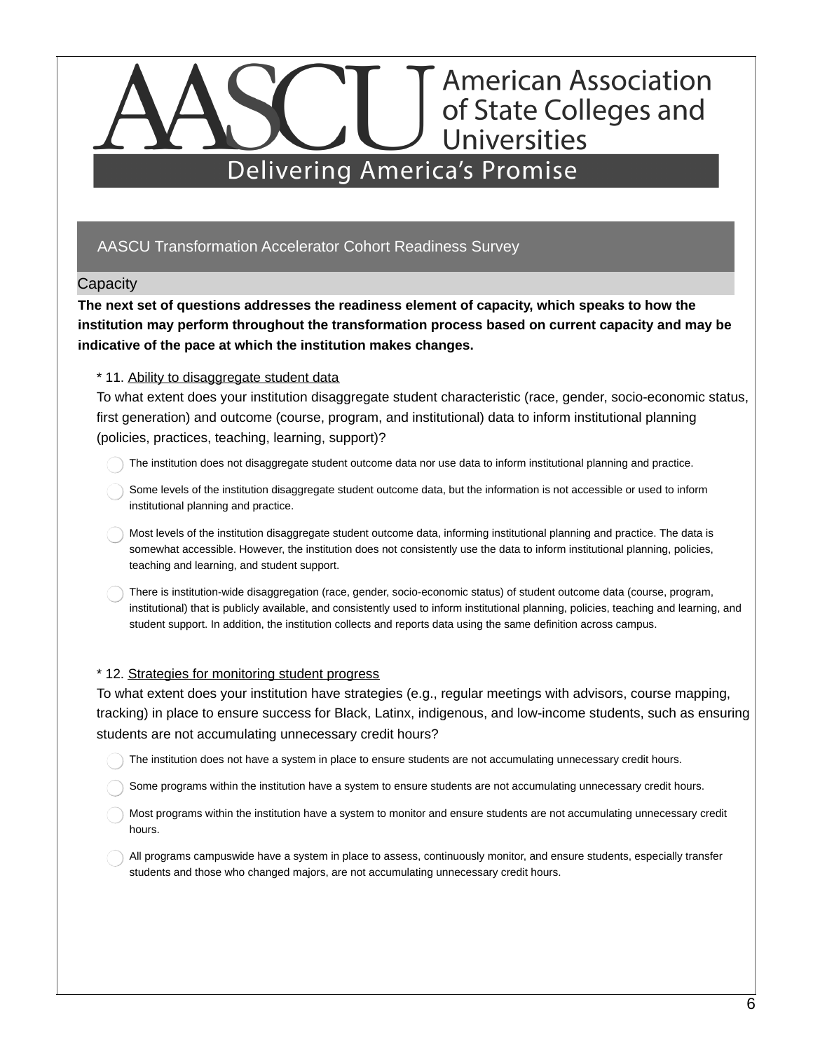AASCU American Association of State Colleges and Universities

Delivering America's Promise

## AASCU Transformation Accelerator Cohort Readiness Survey

### Capacity

**The next set of questions addresses the readiness element of capacity, which speaks to how the institution may perform throughout the transformation process based on current capacity and may be indicative of the pace at which the institution makes changes.**

\* 11. Ability to disaggregate student data

To what extent does your institution disaggregate student characteristic (race, gender, socio-economic status, first generation) and outcome (course, program, and institutional) data to inform institutional planning (policies, practices, teaching, learning, support)?

- The institution does not disaggregate student outcome data nor use data to inform institutional planning and practice.
- Some levels of the institution disaggregate student outcome data, but the information is not accessible or used to inform institutional planning and practice.
- Most levels of the institution disaggregate student outcome data, informing institutional planning and practice. The data is somewhat accessible. However, the institution does not consistently use the data to inform institutional planning, policies, teaching and learning, and student support.
- There is institution-wide disaggregation (race, gender, socio-economic status) of student outcome data (course, program, institutional) that is publicly available, and consistently used to inform institutional planning, policies, teaching and learning, and student support. In addition, the institution collects and reports data using the same definition across campus.

\* 12. Strategies for monitoring student progress

To what extent does your institution have strategies (e.g., regular meetings with advisors, course mapping, tracking) in place to ensure success for Black, Latinx, indigenous, and low-income students, such as ensuring students are not accumulating unnecessary credit hours?

- The institution does not have a system in place to ensure students are not accumulating unnecessary credit hours.
- Some programs within the institution have a system to ensure students are not accumulating unnecessary credit hours.
- Most programs within the institution have a system to monitor and ensure students are not accumulating unnecessary credit hours.
- All programs campuswide have a system in place to assess, continuously monitor, and ensure students, especially transfer students and those who changed majors, are not accumulating unnecessary credit hours.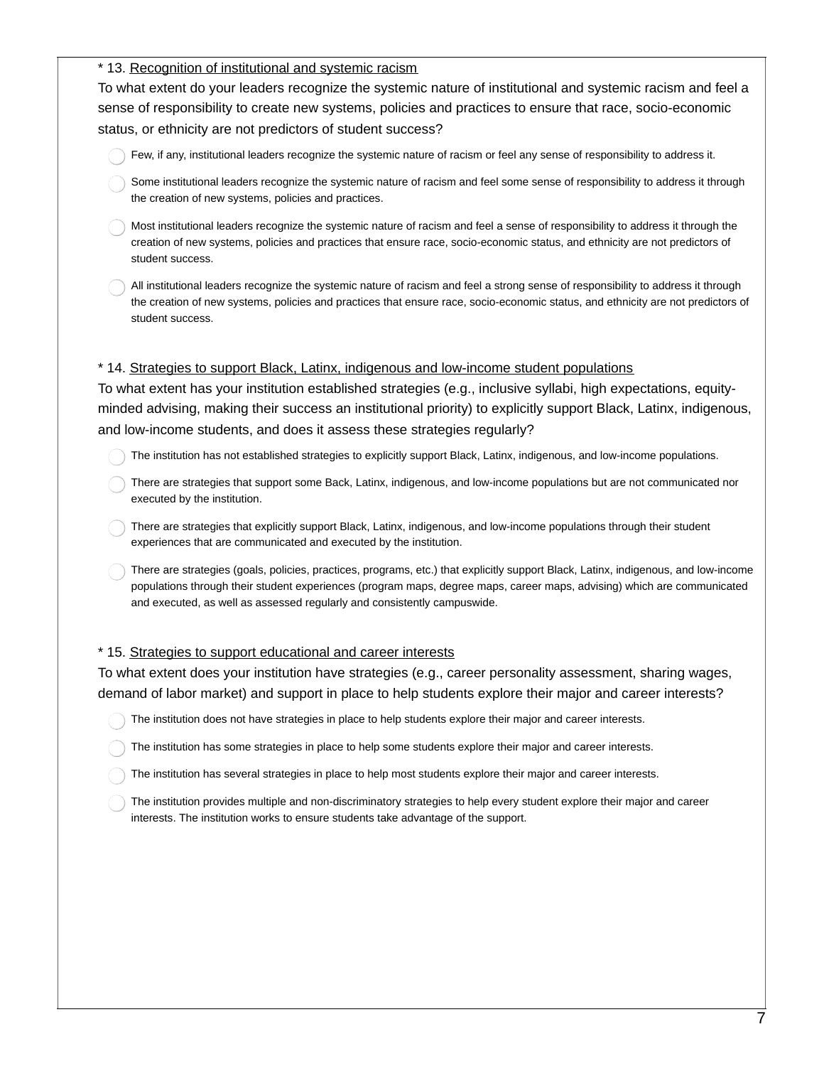\* 13. <u>Recognition of institutional and systemic racism</u>

To what extent do your leaders recognize the systemic nature of institutional and systemic racism and feel a sense of responsibility to create new systems, policies and practices to ensure that race, socio-economic status, or ethnicity are not predictors of student success?

- ◯ Few, if any, institutional leaders recognize the systemic nature of racism or feel any sense of responsibility to address it.
- ◯ Some institutional leaders recognize the systemic nature of racism and feel some sense of responsibility to address it through the creation of new systems, policies and practices.
- ◯ Most institutional leaders recognize the systemic nature of racism and feel a sense of responsibility to address it through the creation of new systems, policies and practices that ensure race, socio-economic status, and ethnicity are not predictors of student success.
- ◯ All institutional leaders recognize the systemic nature of racism and feel a strong sense of responsibility to address it through the creation of new systems, policies and practices that ensure race, socio-economic status, and ethnicity are not predictors of student success.

\* 14. <u>Strategies to support Black, Latinx, indigenous and low-income student populations</u>

To what extent has your institution established strategies (e.g., inclusive syllabi, high expectations, equity-minded advising, making their success an institutional priority) to explicitly support Black, Latinx, indigenous, and low-income students, and does it assess these strategies regularly?

- ◯ The institution has not established strategies to explicitly support Black, Latinx, indigenous, and low-income populations.
- ◯ There are strategies that support some Back, Latinx, indigenous, and low-income populations but are not communicated nor executed by the institution.
- ◯ There are strategies that explicitly support Black, Latinx, indigenous, and low-income populations through their student experiences that are communicated and executed by the institution.
- ◯ There are strategies (goals, policies, practices, programs, etc.) that explicitly support Black, Latinx, indigenous, and low-income populations through their student experiences (program maps, degree maps, career maps, advising) which are communicated and executed, as well as assessed regularly and consistently campuswide.

\* 15. <u>Strategies to support educational and career interests</u>

To what extent does your institution have strategies (e.g., career personality assessment, sharing wages, demand of labor market) and support in place to help students explore their major and career interests?

- ◯ The institution does not have strategies in place to help students explore their major and career interests.
- ◯ The institution has some strategies in place to help some students explore their major and career interests.
- ◯ The institution has several strategies in place to help most students explore their major and career interests.
- ◯ The institution provides multiple and non-discriminatory strategies to help every student explore their major and career interests. The institution works to ensure students take advantage of the support.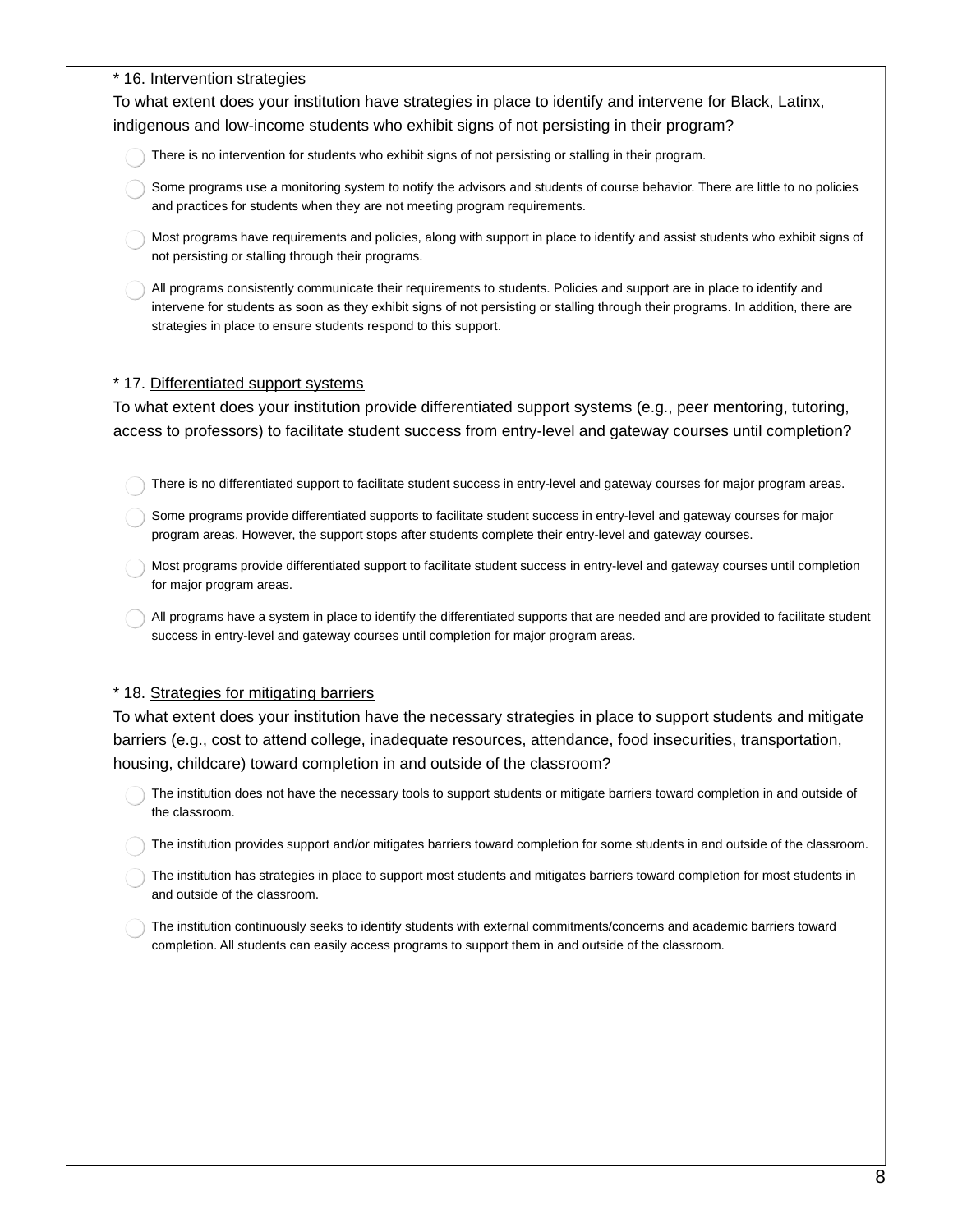* 16. Intervention strategies

To what extent does your institution have strategies in place to identify and intervene for Black, Latinx, indigenous and low-income students who exhibit signs of not persisting in their program?

- There is no intervention for students who exhibit signs of not persisting or stalling in their program.
- Some programs use a monitoring system to notify the advisors and students of course behavior. There are little to no policies and practices for students when they are not meeting program requirements.
- Most programs have requirements and policies, along with support in place to identify and assist students who exhibit signs of not persisting or stalling through their programs.
- All programs consistently communicate their requirements to students. Policies and support are in place to identify and intervene for students as soon as they exhibit signs of not persisting or stalling through their programs. In addition, there are strategies in place to ensure students respond to this support.

* 17. Differentiated support systems

To what extent does your institution provide differentiated support systems (e.g., peer mentoring, tutoring, access to professors) to facilitate student success from entry-level and gateway courses until completion?

- There is no differentiated support to facilitate student success in entry-level and gateway courses for major program areas.
- Some programs provide differentiated supports to facilitate student success in entry-level and gateway courses for major program areas. However, the support stops after students complete their entry-level and gateway courses.
- Most programs provide differentiated support to facilitate student success in entry-level and gateway courses until completion for major program areas.
- All programs have a system in place to identify the differentiated supports that are needed and are provided to facilitate student success in entry-level and gateway courses until completion for major program areas.

* 18. Strategies for mitigating barriers

To what extent does your institution have the necessary strategies in place to support students and mitigate barriers (e.g., cost to attend college, inadequate resources, attendance, food insecurities, transportation, housing, childcare) toward completion in and outside of the classroom?

- The institution does not have the necessary tools to support students or mitigate barriers toward completion in and outside of the classroom.
- The institution provides support and/or mitigates barriers toward completion for some students in and outside of the classroom.
- The institution has strategies in place to support most students and mitigates barriers toward completion for most students in and outside of the classroom.
- The institution continuously seeks to identify students with external commitments/concerns and academic barriers toward completion. All students can easily access programs to support them in and outside of the classroom.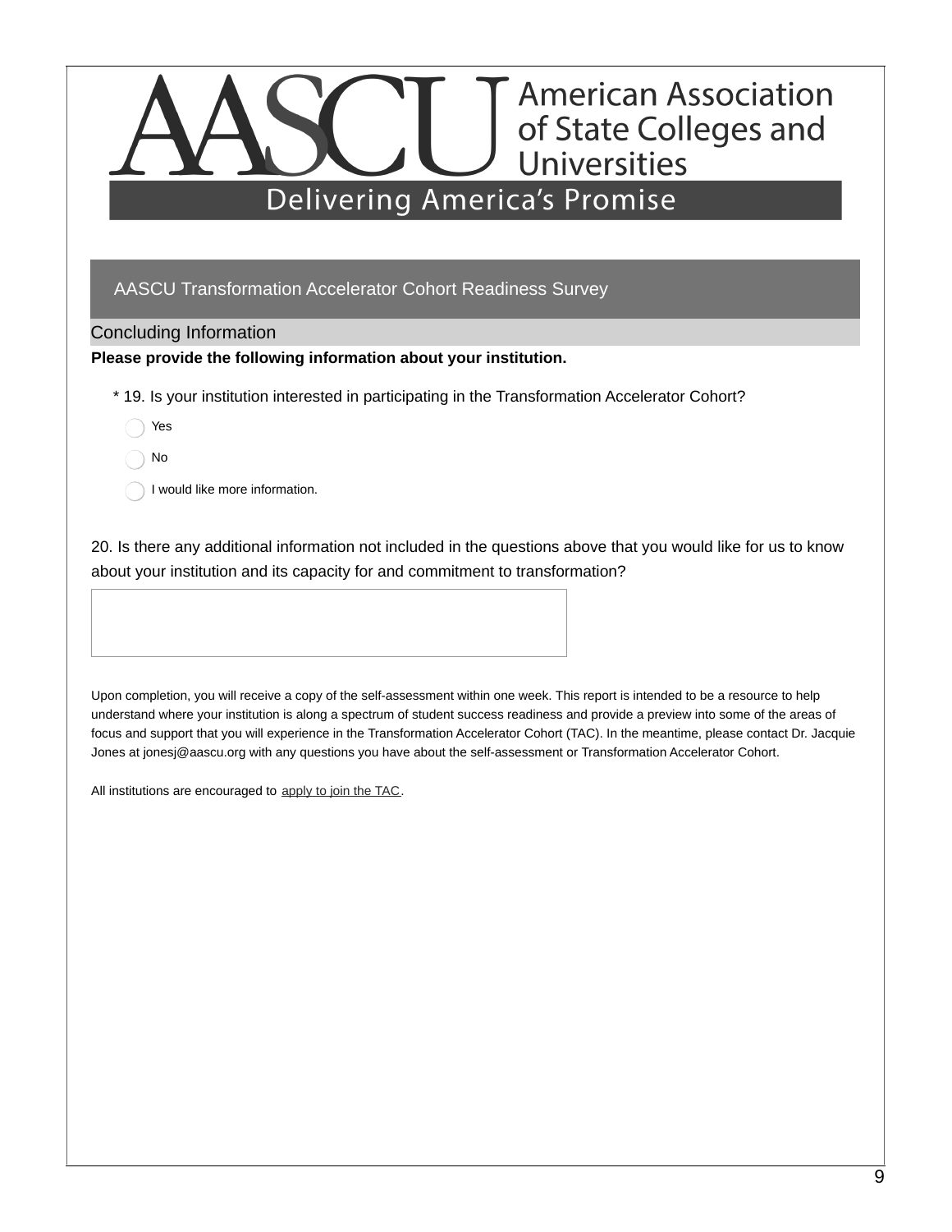AASCU American Association of State Colleges and Universities

Delivering America's Promise

## AASCU Transformation Accelerator Cohort Readiness Survey

### Concluding Information

**Please provide the following information about your institution.**

* 19. Is your institution interested in participating in the Transformation Accelerator Cohort?

- Yes
- No
- I would like more information.

20. Is there any additional information not included in the questions above that you would like for us to know about your institution and its capacity for and commitment to transformation?

Upon completion, you will receive a copy of the self-assessment within one week. This report is intended to be a resource to help understand where your institution is along a spectrum of student success readiness and provide a preview into some of the areas of focus and support that you will experience in the Transformation Accelerator Cohort (TAC). In the meantime, please contact Dr. Jacquie Jones at jonesj@aascu.org with any questions you have about the self-assessment or Transformation Accelerator Cohort.

All institutions are encouraged to apply to join the TAC.